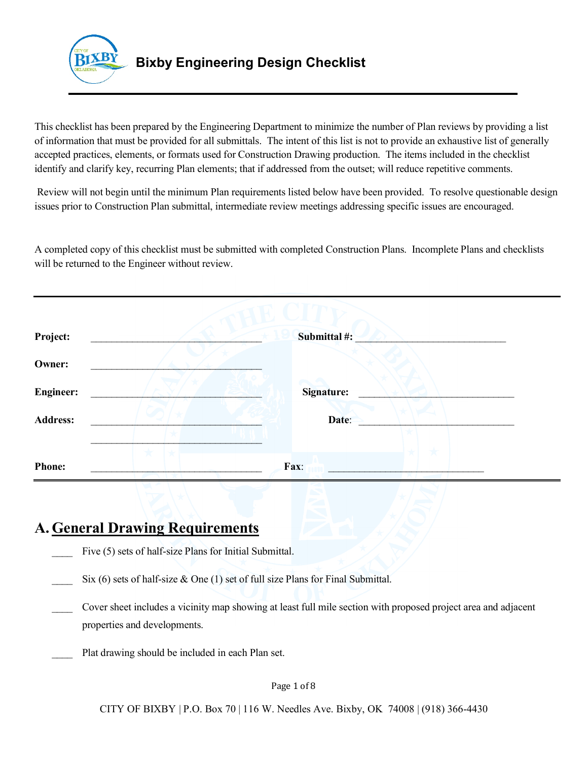# Bixby Engineering Design Checklist

This checklist has been prepared by the Engineering Department to minimize the number of Plan reviews by providing a list of information that must be provided for all submittals. The intent of this list is not to provide an exhaustive list of generally accepted practices, elements, or formats used for Construction Drawing production. The items included in the checklist identify and clarify key, recurring Plan elements; that if addressed from the outset; will reduce repetitive comments.

Review will not begin until the minimum Plan requirements listed below have been provided. To resolve questionable design issues prior to Construction Plan submittal, intermediate review meetings addressing specific issues are encouraged.

A completed copy of this checklist must be submitted with completed Construction Plans. Incomplete Plans and checklists will be returned to the Engineer without review.

---

**Project:** ______________________________ **Submittal #:** ______________________________

**Owner:** ______________________________

**Engineer:** ______________________________ **Signature:** ______________________________

**Address:** ______________________________ **Date:** ______________________________

______________________________

**Phone:** ______________________________ **Fax:** ______________________________

---

## A. General Drawing Requirements

____ Five (5) sets of half-size Plans for Initial Submittal.

____ Six (6) sets of half-size & One (1) set of full size Plans for Final Submittal.

____ Cover sheet includes a vicinity map showing at least full mile section with proposed project area and adjacent properties and developments.

____ Plat drawing should be included in each Plan set.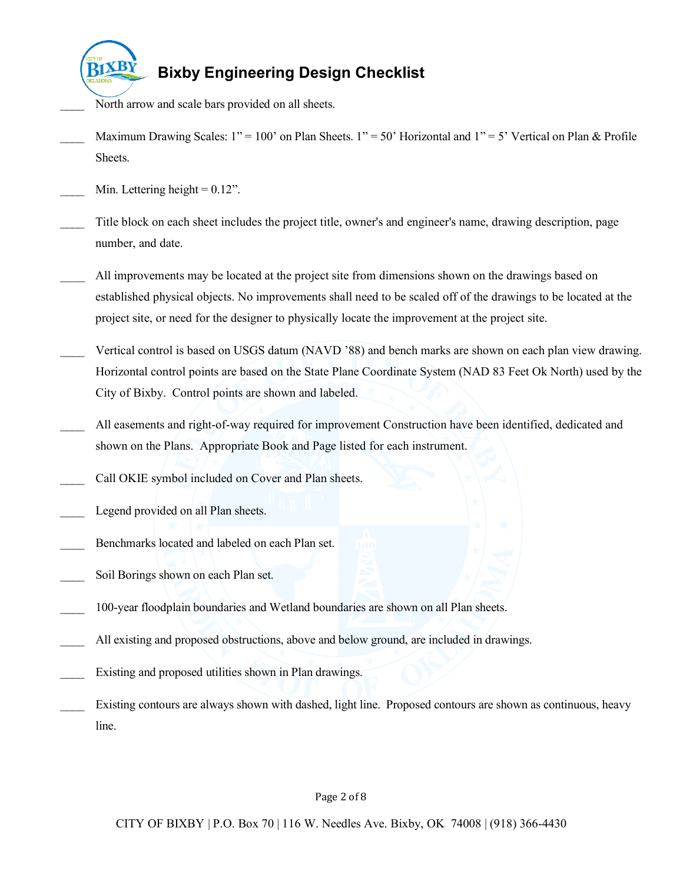# Bixby Engineering Design Checklist

____ North arrow and scale bars provided on all sheets.

____ Maximum Drawing Scales: 1" = 100' on Plan Sheets. 1" = 50' Horizontal and 1" = 5' Vertical on Plan & Profile Sheets.

____ Min. Lettering height = 0.12".

____ Title block on each sheet includes the project title, owner's and engineer's name, drawing description, page number, and date.

____ All improvements may be located at the project site from dimensions shown on the drawings based on established physical objects. No improvements shall need to be scaled off of the drawings to be located at the project site, or need for the designer to physically locate the improvement at the project site.

____ Vertical control is based on USGS datum (NAVD '88) and bench marks are shown on each plan view drawing. Horizontal control points are based on the State Plane Coordinate System (NAD 83 Feet Ok North) used by the City of Bixby. Control points are shown and labeled.

____ All easements and right-of-way required for improvement Construction have been identified, dedicated and shown on the Plans. Appropriate Book and Page listed for each instrument.

____ Call OKIE symbol included on Cover and Plan sheets.

____ Legend provided on all Plan sheets.

____ Benchmarks located and labeled on each Plan set.

____ Soil Borings shown on each Plan set.

____ 100-year floodplain boundaries and Wetland boundaries are shown on all Plan sheets.

____ All existing and proposed obstructions, above and below ground, are included in drawings.

____ Existing and proposed utilities shown in Plan drawings.

____ Existing contours are always shown with dashed, light line. Proposed contours are shown as continuous, heavy line.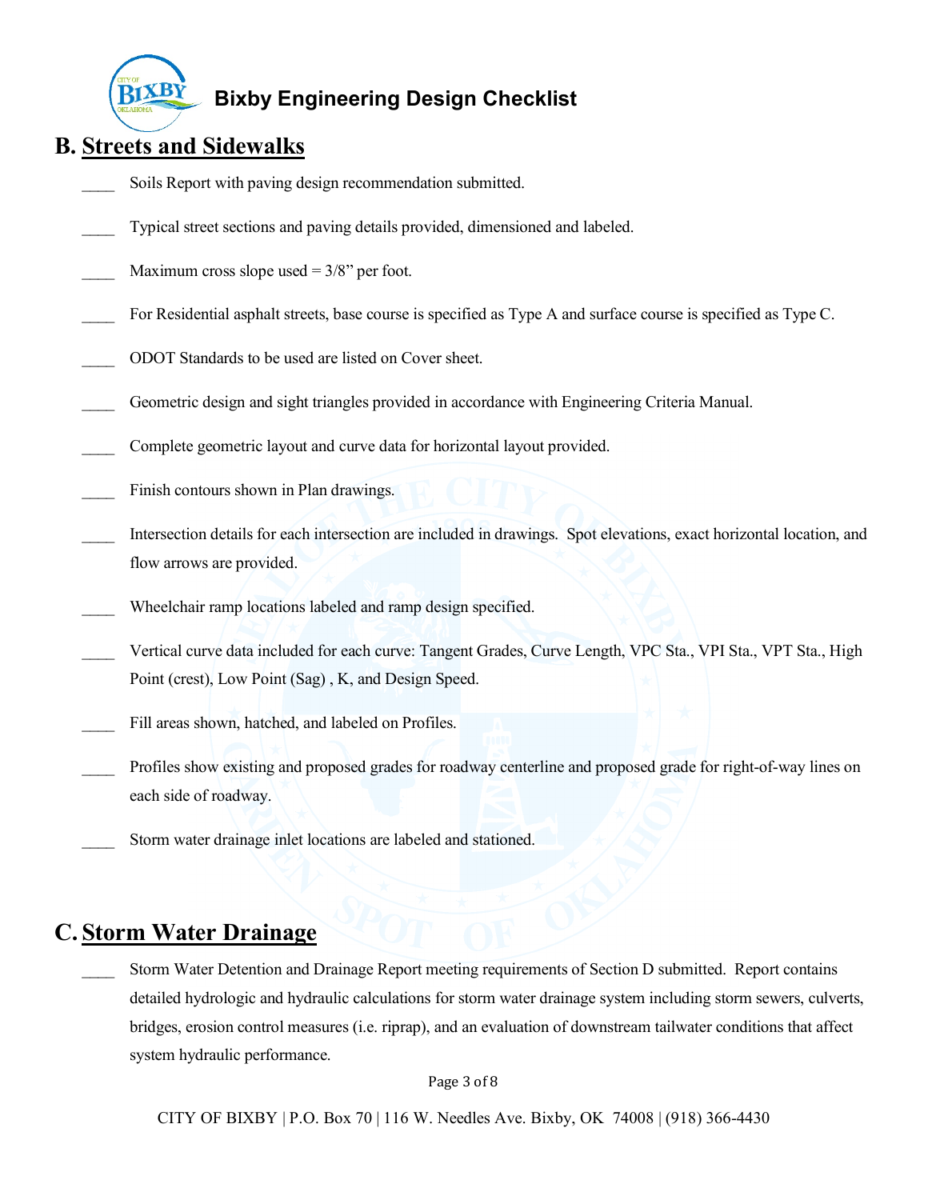## B. Streets and Sidewalks

____ Soils Report with paving design recommendation submitted.

____ Typical street sections and paving details provided, dimensioned and labeled.

____ Maximum cross slope used = 3/8" per foot.

____ For Residential asphalt streets, base course is specified as Type A and surface course is specified as Type C.

____ ODOT Standards to be used are listed on Cover sheet.

____ Geometric design and sight triangles provided in accordance with Engineering Criteria Manual.

____ Complete geometric layout and curve data for horizontal layout provided.

____ Finish contours shown in Plan drawings.

____ Intersection details for each intersection are included in drawings. Spot elevations, exact horizontal location, and flow arrows are provided.

____ Wheelchair ramp locations labeled and ramp design specified.

____ Vertical curve data included for each curve: Tangent Grades, Curve Length, VPC Sta., VPI Sta., VPT Sta., High Point (crest), Low Point (Sag) , K, and Design Speed.

____ Fill areas shown, hatched, and labeled on Profiles.

____ Profiles show existing and proposed grades for roadway centerline and proposed grade for right-of-way lines on each side of roadway.

____ Storm water drainage inlet locations are labeled and stationed.

## C. Storm Water Drainage

____ Storm Water Detention and Drainage Report meeting requirements of Section D submitted. Report contains detailed hydrologic and hydraulic calculations for storm water drainage system including storm sewers, culverts, bridges, erosion control measures (i.e. riprap), and an evaluation of downstream tailwater conditions that affect system hydraulic performance.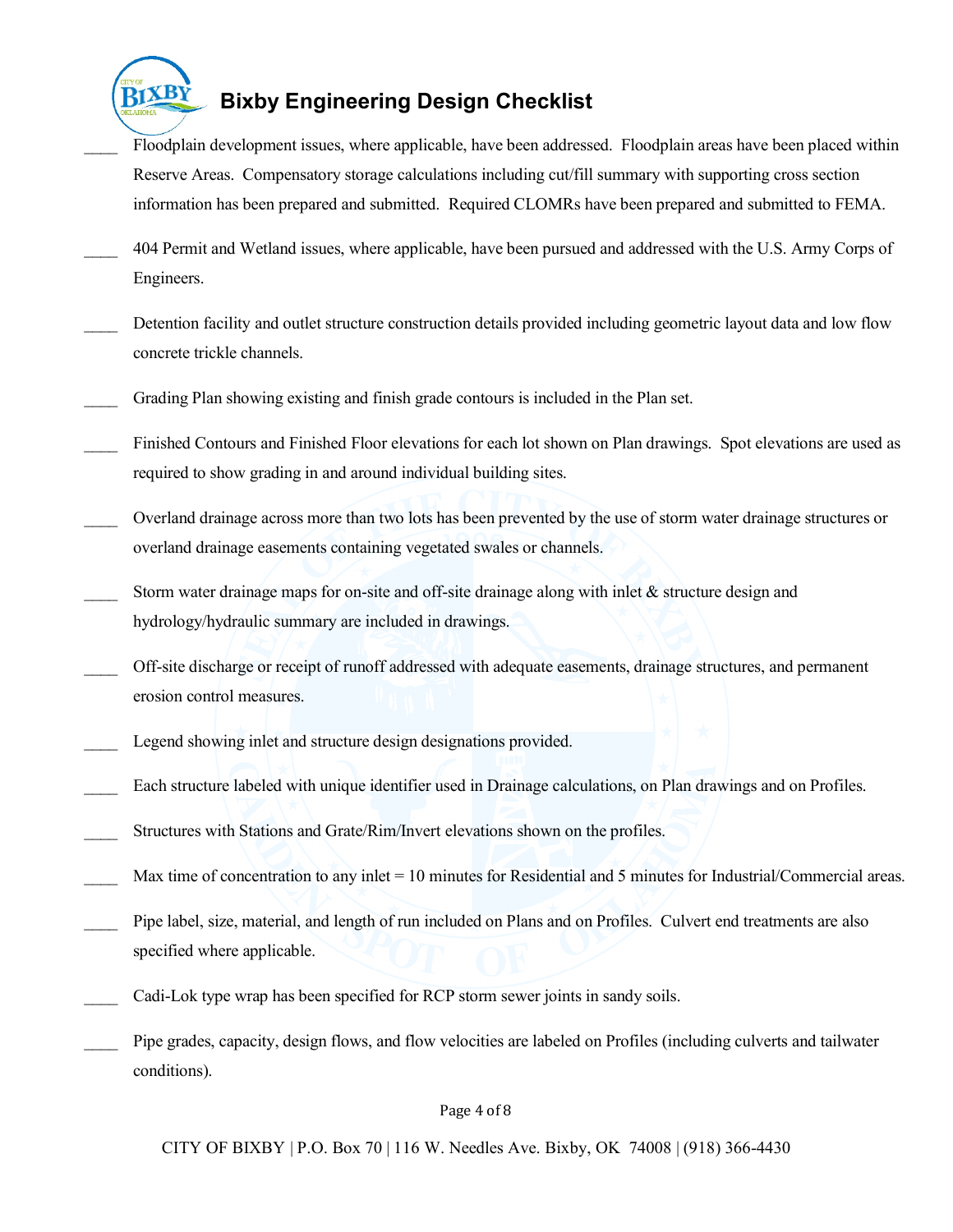# Bixby Engineering Design Checklist

____ Floodplain development issues, where applicable, have been addressed. Floodplain areas have been placed within Reserve Areas. Compensatory storage calculations including cut/fill summary with supporting cross section information has been prepared and submitted. Required CLOMRs have been prepared and submitted to FEMA.

____ 404 Permit and Wetland issues, where applicable, have been pursued and addressed with the U.S. Army Corps of Engineers.

____ Detention facility and outlet structure construction details provided including geometric layout data and low flow concrete trickle channels.

____ Grading Plan showing existing and finish grade contours is included in the Plan set.

____ Finished Contours and Finished Floor elevations for each lot shown on Plan drawings. Spot elevations are used as required to show grading in and around individual building sites.

____ Overland drainage across more than two lots has been prevented by the use of storm water drainage structures or overland drainage easements containing vegetated swales or channels.

____ Storm water drainage maps for on-site and off-site drainage along with inlet & structure design and hydrology/hydraulic summary are included in drawings.

____ Off-site discharge or receipt of runoff addressed with adequate easements, drainage structures, and permanent erosion control measures.

____ Legend showing inlet and structure design designations provided.

____ Each structure labeled with unique identifier used in Drainage calculations, on Plan drawings and on Profiles.

____ Structures with Stations and Grate/Rim/Invert elevations shown on the profiles.

____ Max time of concentration to any inlet = 10 minutes for Residential and 5 minutes for Industrial/Commercial areas.

____ Pipe label, size, material, and length of run included on Plans and on Profiles. Culvert end treatments are also specified where applicable.

____ Cadi-Lok type wrap has been specified for RCP storm sewer joints in sandy soils.

____ Pipe grades, capacity, design flows, and flow velocities are labeled on Profiles (including culverts and tailwater conditions).

CITY OF BIXBY | P.O. Box 70 | 116 W. Needles Ave. Bixby, OK 74008 | (918) 366-4430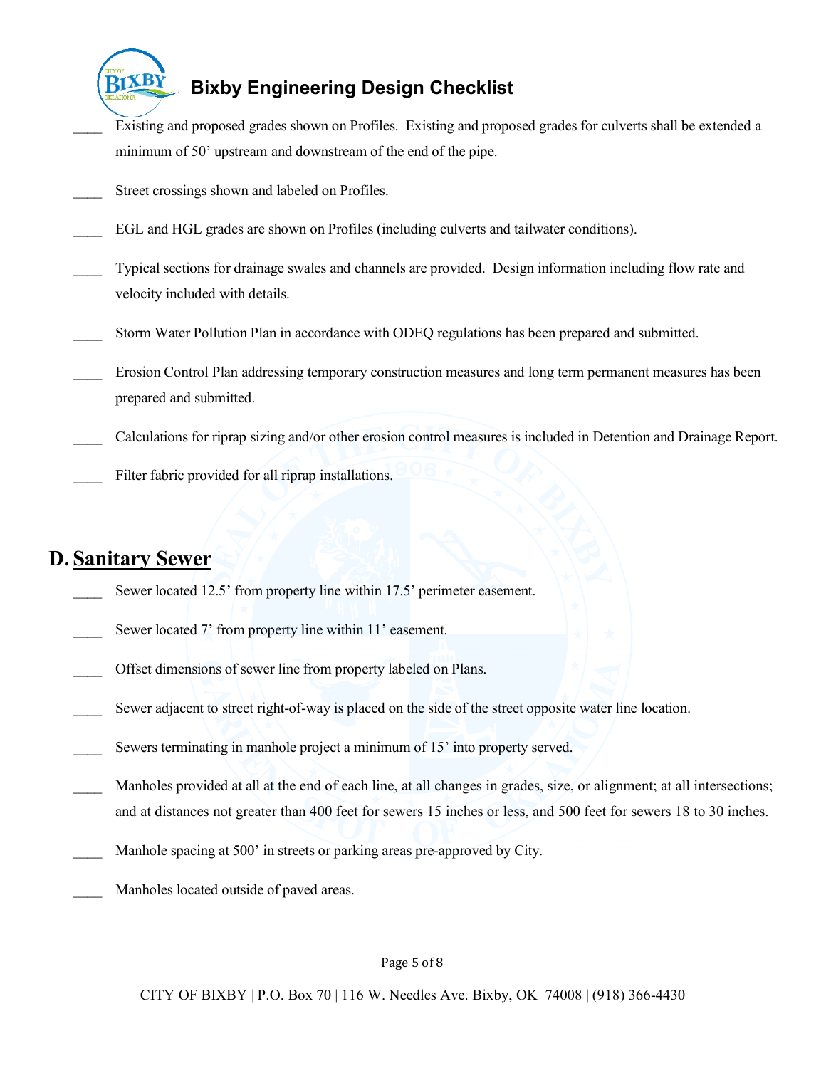____ Existing and proposed grades shown on Profiles. Existing and proposed grades for culverts shall be extended a minimum of 50' upstream and downstream of the end of the pipe.

____ Street crossings shown and labeled on Profiles.

____ EGL and HGL grades are shown on Profiles (including culverts and tailwater conditions).

____ Typical sections for drainage swales and channels are provided. Design information including flow rate and velocity included with details.

____ Storm Water Pollution Plan in accordance with ODEQ regulations has been prepared and submitted.

____ Erosion Control Plan addressing temporary construction measures and long term permanent measures has been prepared and submitted.

____ Calculations for riprap sizing and/or other erosion control measures is included in Detention and Drainage Report.

____ Filter fabric provided for all riprap installations.

## D. Sanitary Sewer

____ Sewer located 12.5' from property line within 17.5' perimeter easement.

____ Sewer located 7' from property line within 11' easement.

____ Offset dimensions of sewer line from property labeled on Plans.

____ Sewer adjacent to street right-of-way is placed on the side of the street opposite water line location.

____ Sewers terminating in manhole project a minimum of 15' into property served.

____ Manholes provided at all at the end of each line, at all changes in grades, size, or alignment; at all intersections; and at distances not greater than 400 feet for sewers 15 inches or less, and 500 feet for sewers 18 to 30 inches.

____ Manhole spacing at 500' in streets or parking areas pre-approved by City.

____ Manholes located outside of paved areas.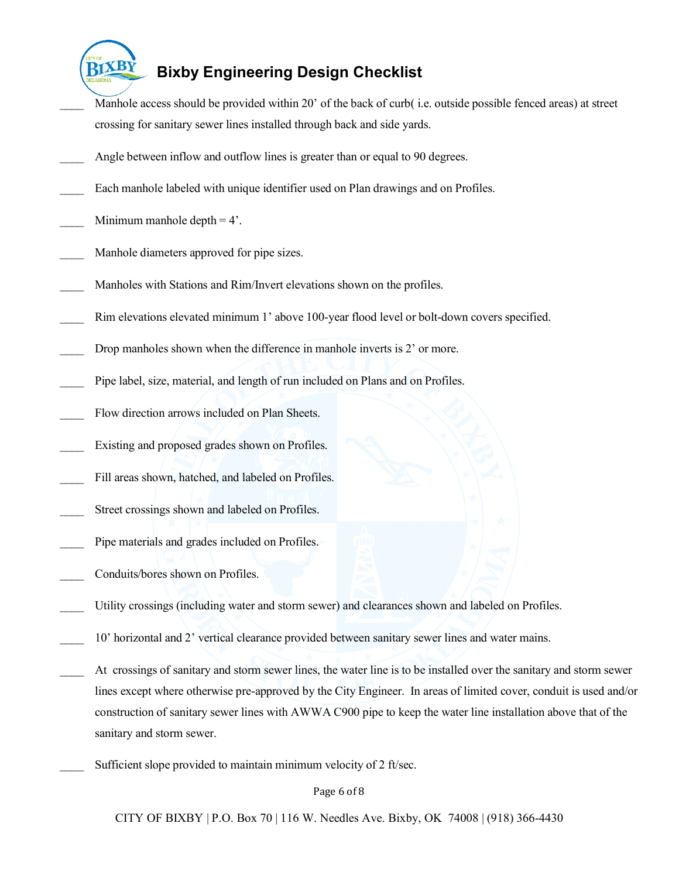____ Manhole access should be provided within 20' of the back of curb( i.e. outside possible fenced areas) at street crossing for sanitary sewer lines installed through back and side yards.

____ Angle between inflow and outflow lines is greater than or equal to 90 degrees.

____ Each manhole labeled with unique identifier used on Plan drawings and on Profiles.

____ Minimum manhole depth = 4'.

____ Manhole diameters approved for pipe sizes.

____ Manholes with Stations and Rim/Invert elevations shown on the profiles.

____ Rim elevations elevated minimum 1' above 100-year flood level or bolt-down covers specified.

____ Drop manholes shown when the difference in manhole inverts is 2' or more.

____ Pipe label, size, material, and length of run included on Plans and on Profiles.

____ Flow direction arrows included on Plan Sheets.

____ Existing and proposed grades shown on Profiles.

____ Fill areas shown, hatched, and labeled on Profiles.

____ Street crossings shown and labeled on Profiles.

____ Pipe materials and grades included on Profiles.

____ Conduits/bores shown on Profiles.

____ Utility crossings (including water and storm sewer) and clearances shown and labeled on Profiles.

____ 10' horizontal and 2' vertical clearance provided between sanitary sewer lines and water mains.

____ At crossings of sanitary and storm sewer lines, the water line is to be installed over the sanitary and storm sewer lines except where otherwise pre-approved by the City Engineer. In areas of limited cover, conduit is used and/or construction of sanitary sewer lines with AWWA C900 pipe to keep the water line installation above that of the sanitary and storm sewer.

____ Sufficient slope provided to maintain minimum velocity of 2 ft/sec.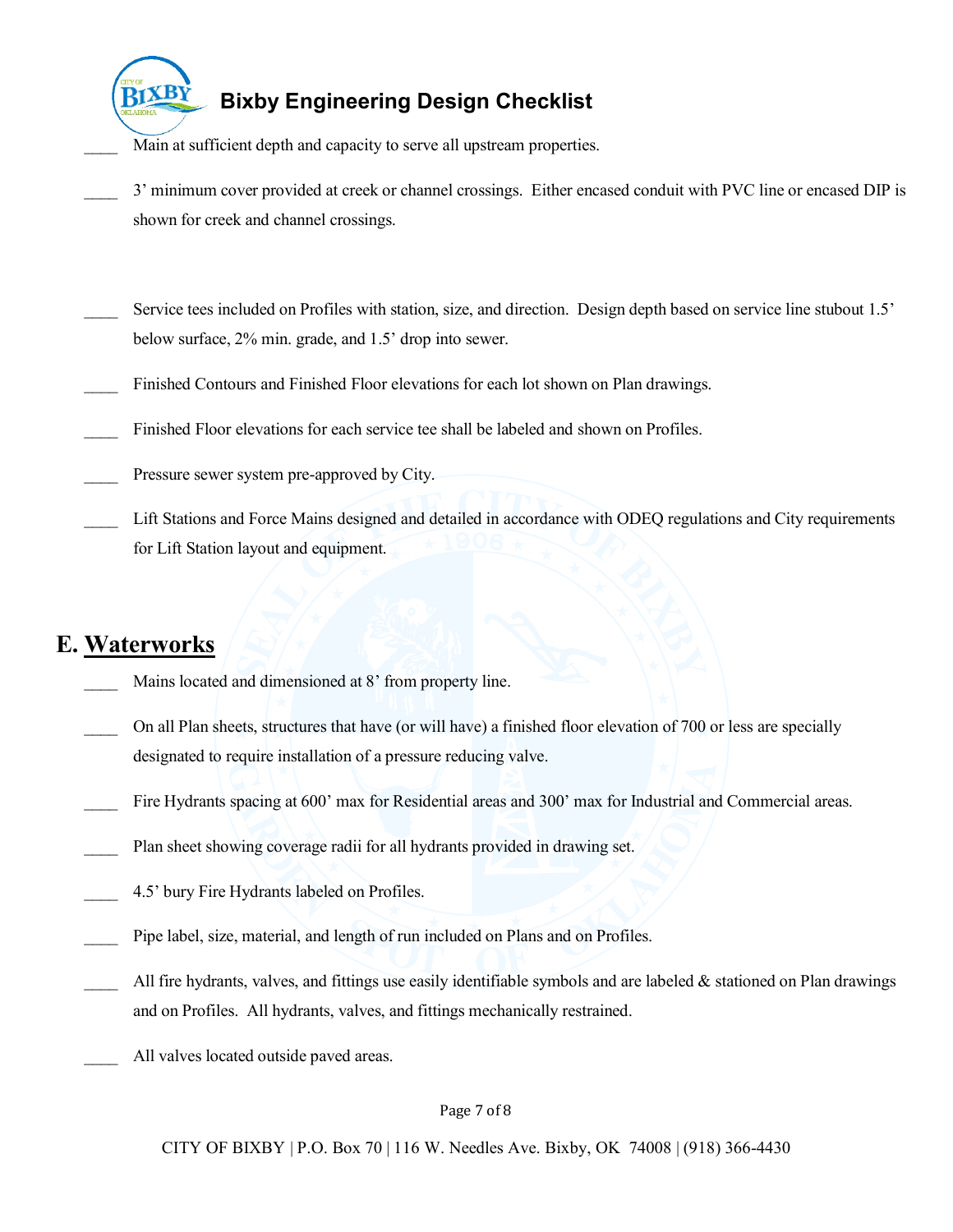____ Main at sufficient depth and capacity to serve all upstream properties.

____ 3' minimum cover provided at creek or channel crossings. Either encased conduit with PVC line or encased DIP is shown for creek and channel crossings.

____ Service tees included on Profiles with station, size, and direction. Design depth based on service line stubout 1.5' below surface, 2% min. grade, and 1.5' drop into sewer.

____ Finished Contours and Finished Floor elevations for each lot shown on Plan drawings.

____ Finished Floor elevations for each service tee shall be labeled and shown on Profiles.

____ Pressure sewer system pre-approved by City.

____ Lift Stations and Force Mains designed and detailed in accordance with ODEQ regulations and City requirements for Lift Station layout and equipment.

## E. Waterworks

____ Mains located and dimensioned at 8' from property line.

____ On all Plan sheets, structures that have (or will have) a finished floor elevation of 700 or less are specially designated to require installation of a pressure reducing valve.

____ Fire Hydrants spacing at 600' max for Residential areas and 300' max for Industrial and Commercial areas.

____ Plan sheet showing coverage radii for all hydrants provided in drawing set.

____ 4.5' bury Fire Hydrants labeled on Profiles.

____ Pipe label, size, material, and length of run included on Plans and on Profiles.

____ All fire hydrants, valves, and fittings use easily identifiable symbols and are labeled & stationed on Plan drawings and on Profiles. All hydrants, valves, and fittings mechanically restrained.

____ All valves located outside paved areas.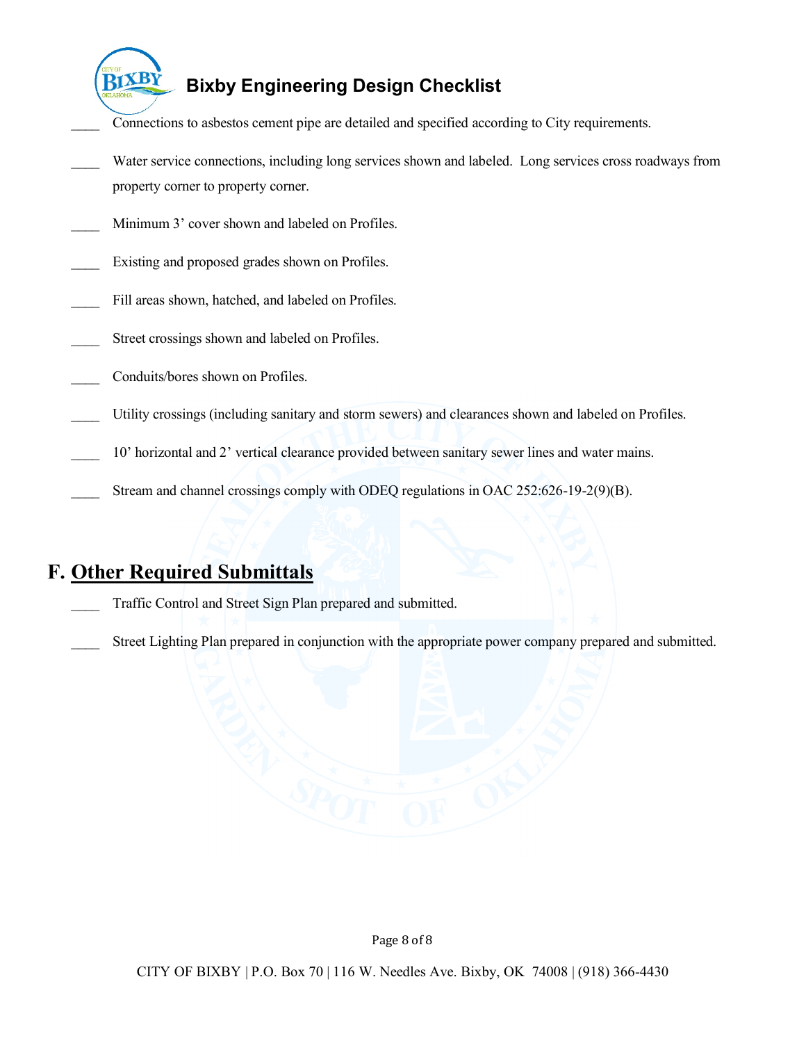____ Connections to asbestos cement pipe are detailed and specified according to City requirements.

____ Water service connections, including long services shown and labeled. Long services cross roadways from property corner to property corner.

____ Minimum 3' cover shown and labeled on Profiles.

____ Existing and proposed grades shown on Profiles.

____ Fill areas shown, hatched, and labeled on Profiles.

____ Street crossings shown and labeled on Profiles.

____ Conduits/bores shown on Profiles.

____ Utility crossings (including sanitary and storm sewers) and clearances shown and labeled on Profiles.

____ 10' horizontal and 2' vertical clearance provided between sanitary sewer lines and water mains.

____ Stream and channel crossings comply with ODEQ regulations in OAC 252:626-19-2(9)(B).

## F. Other Required Submittals

____ Traffic Control and Street Sign Plan prepared and submitted.

____ Street Lighting Plan prepared in conjunction with the appropriate power company prepared and submitted.